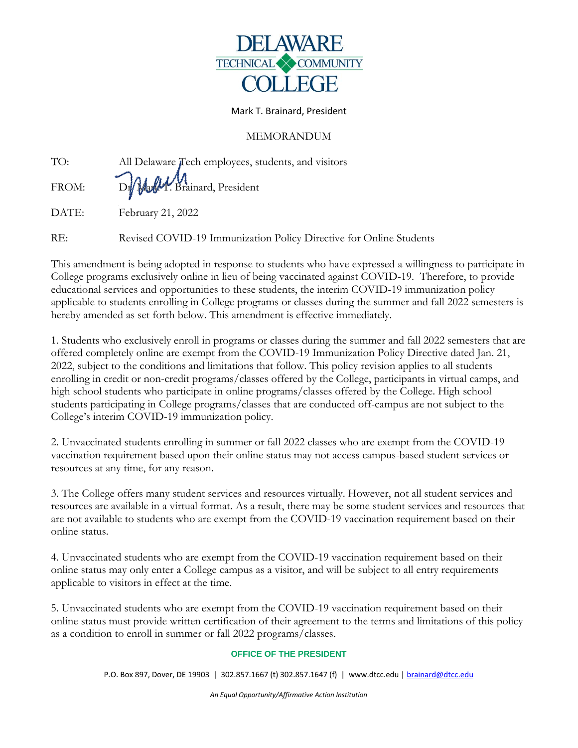# DELAWARE TECHNICAL COMMUNITY COLLEGE

Mark T. Brainard, President

MEMORANDUM

TO: All Delaware Tech employees, students, and visitors

FROM: Dr. Mark T. Brainard, President

DATE: February 21, 2022

RE: Revised COVID-19 Immunization Policy Directive for Online Students

This amendment is being adopted in response to students who have expressed a willingness to participate in College programs exclusively online in lieu of being vaccinated against COVID-19. Therefore, to provide educational services and opportunities to these students, the interim COVID-19 immunization policy applicable to students enrolling in College programs or classes during the summer and fall 2022 semesters is hereby amended as set forth below. This amendment is effective immediately.

1. Students who exclusively enroll in programs or classes during the summer and fall 2022 semesters that are offered completely online are exempt from the COVID-19 Immunization Policy Directive dated Jan. 21, 2022, subject to the conditions and limitations that follow. This policy revision applies to all students enrolling in credit or non-credit programs/classes offered by the College, participants in virtual camps, and high school students who participate in online programs/classes offered by the College. High school students participating in College programs/classes that are conducted off-campus are not subject to the College's interim COVID-19 immunization policy.

2. Unvaccinated students enrolling in summer or fall 2022 classes who are exempt from the COVID-19 vaccination requirement based upon their online status may not access campus-based student services or resources at any time, for any reason.

3. The College offers many student services and resources virtually. However, not all student services and resources are available in a virtual format. As a result, there may be some student services and resources that are not available to students who are exempt from the COVID-19 vaccination requirement based on their online status.

4. Unvaccinated students who are exempt from the COVID-19 vaccination requirement based on their online status may only enter a College campus as a visitor, and will be subject to all entry requirements applicable to visitors in effect at the time.

5. Unvaccinated students who are exempt from the COVID-19 vaccination requirement based on their online status must provide written certification of their agreement to the terms and limitations of this policy as a condition to enroll in summer or fall 2022 programs/classes.

**OFFICE OF THE PRESIDENT**

P.O. Box 897, Dover, DE 19903 | 302.857.1667 (t) 302.857.1647 (f) | www.dtcc.edu | brainard@dtcc.edu

*An Equal Opportunity/Affirmative Action Institution*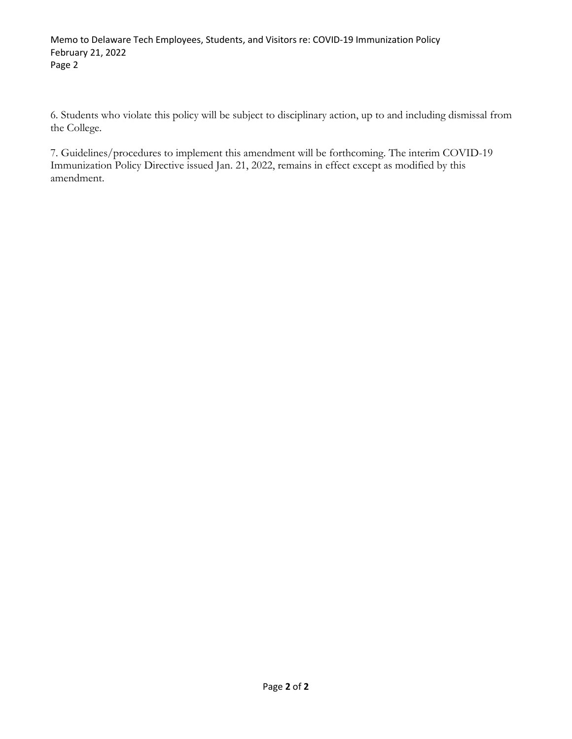6. Students who violate this policy will be subject to disciplinary action, up to and including dismissal from the College.

7. Guidelines/procedures to implement this amendment will be forthcoming. The interim COVID-19 Immunization Policy Directive issued Jan. 21, 2022, remains in effect except as modified by this amendment.